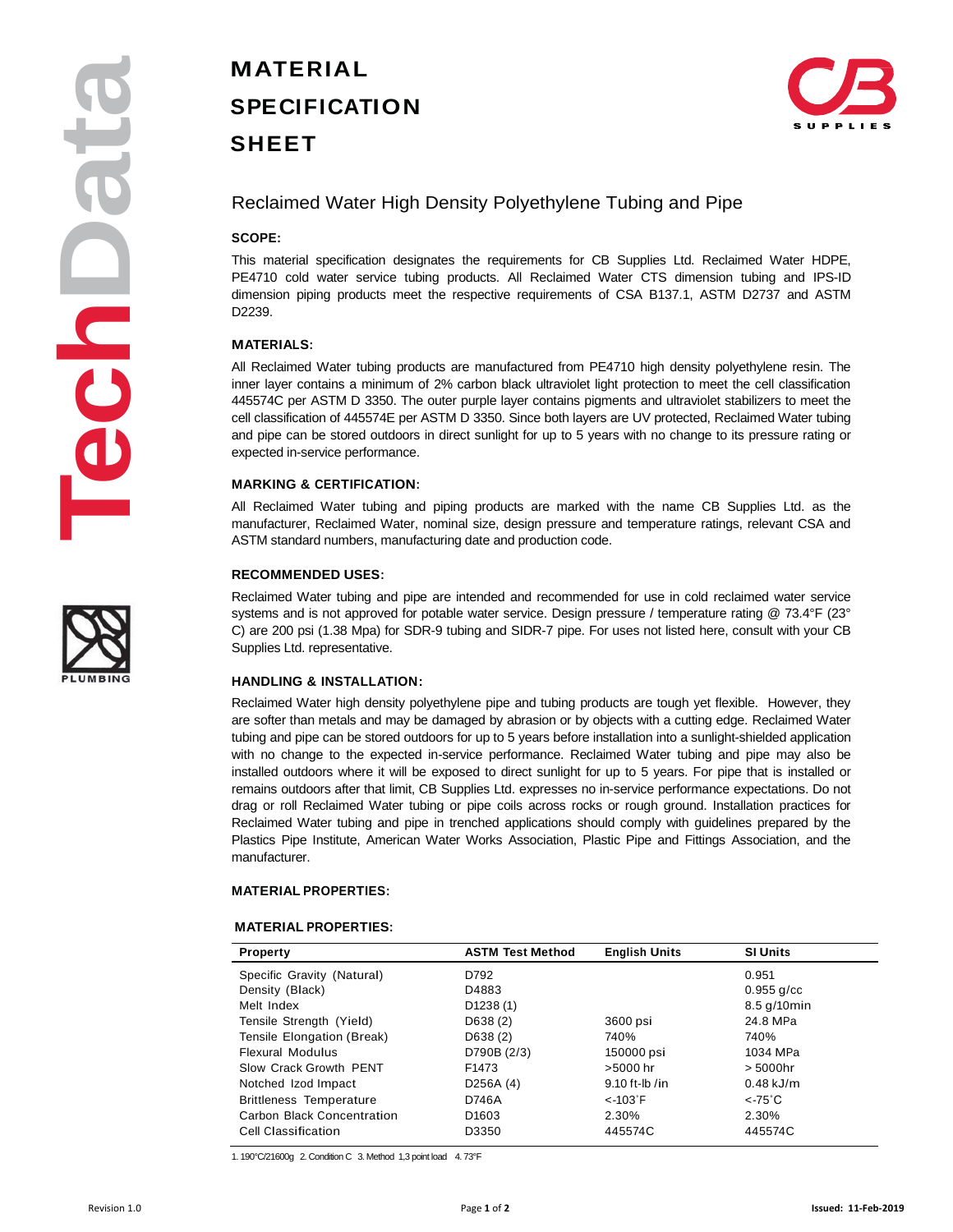# MATERIAL SPECIFICATION SHEET

## Reclaimed Water High Density Polyethylene Tubing and Pipe

### SCOPE:

This material specification designates the requirements for CB Supplies Ltd. Reclaimed Water HDPE, PE4710 cold water service tubing products. All Reclaimed Water CTS dimension tubing and IPS-ID dimension piping products meet the respective requirements of CSA B137.1, ASTM D2737 and ASTM D2239.

### MATERIALS:

All Reclaimed Water tubing products are manufactured from PE4710 high density polyethylene resin. The inner layer contains a minimum of 2% carbon black ultraviolet light protection to meet the cell classification 445574C per ASTM D 3350. The outer purple layer contains pigments and ultraviolet stabilizers to meet the cell classification of 445574E per ASTM D 3350. Since both layers are UV protected, Reclaimed Water tubing and pipe can be stored outdoors in direct sunlight for up to 5 years with no change to its pressure rating or expected in-service performance.

### MARKING & CERTIFICATION:

All Reclaimed Water tubing and piping products are marked with the name CB Supplies Ltd. as the manufacturer, Reclaimed Water, nominal size, design pressure and temperature ratings, relevant CSA and ASTM standard numbers, manufacturing date and production code.

### RECOMMENDED USES:

Reclaimed Water tubing and pipe are intended and recommended for use in cold reclaimed water service systems and is not approved for potable water service. Design pressure / temperature rating @ 73.4°F (23° C) are 200 psi (1.38 Mpa) for SDR-9 tubing and SIDR-7 pipe. For uses not listed here, consult with your CB Supplies Ltd. representative.

### HANDLING & INSTALLATION:

Reclaimed Water high density polyethylene pipe and tubing products are tough yet flexible. However, they are softer than metals and may be damaged by abrasion or by objects with a cutting edge. Reclaimed Water tubing and pipe can be stored outdoors for up to 5 years before installation into a sunlight-shielded application with no change to the expected in-service performance. Reclaimed Water tubing and pipe may also be installed outdoors where it will be exposed to direct sunlight for up to 5 years. For pipe that is installed or remains outdoors after that limit, CB Supplies Ltd. expresses no in-service performance expectations. Do not drag or roll Reclaimed Water tubing or pipe coils across rocks or rough ground. Installation practices for Reclaimed Water tubing and pipe in trenched applications should comply with guidelines prepared by the Plastics Pipe Institute, American Water Works Association, Plastic Pipe and Fittings Association, and the manufacturer.

### MATERIAL PROPERTIES:

### MATERIAL PROPERTIES:

| Property | ASTM Test Method | English Units | SI Units |
|---|---|---|---|
| Specific Gravity (Natural) | D792 | | 0.951 |
| Density (Black) | D4883 | | 0.955 g/cc |
| Melt Index | D1238 (1) | | 8.5 g/10min |
| Tensile Strength (Yield) | D638 (2) | 3600 psi | 24.8 MPa |
| Tensile Elongation (Break) | D638 (2) | 740% | 740% |
| Flexural Modulus | D790B (2/3) | 150000 psi | 1034 MPa |
| Slow Crack Growth PENT | F1473 | >5000 hr | > 5000hr |
| Notched Izod Impact | D256A (4) | 9.10 ft-lb /in | 0.48 kJ/m |
| Brittleness Temperature | D746A | <-103˚F | <-75˚C |
| Carbon Black Concentration | D1603 | 2.30% | 2.30% |
| Cell Classification | D3350 | 445574C | 445574C |

1. 190°C/21600g 2. Condition C 3. Method 1,3 point load 4. 73°F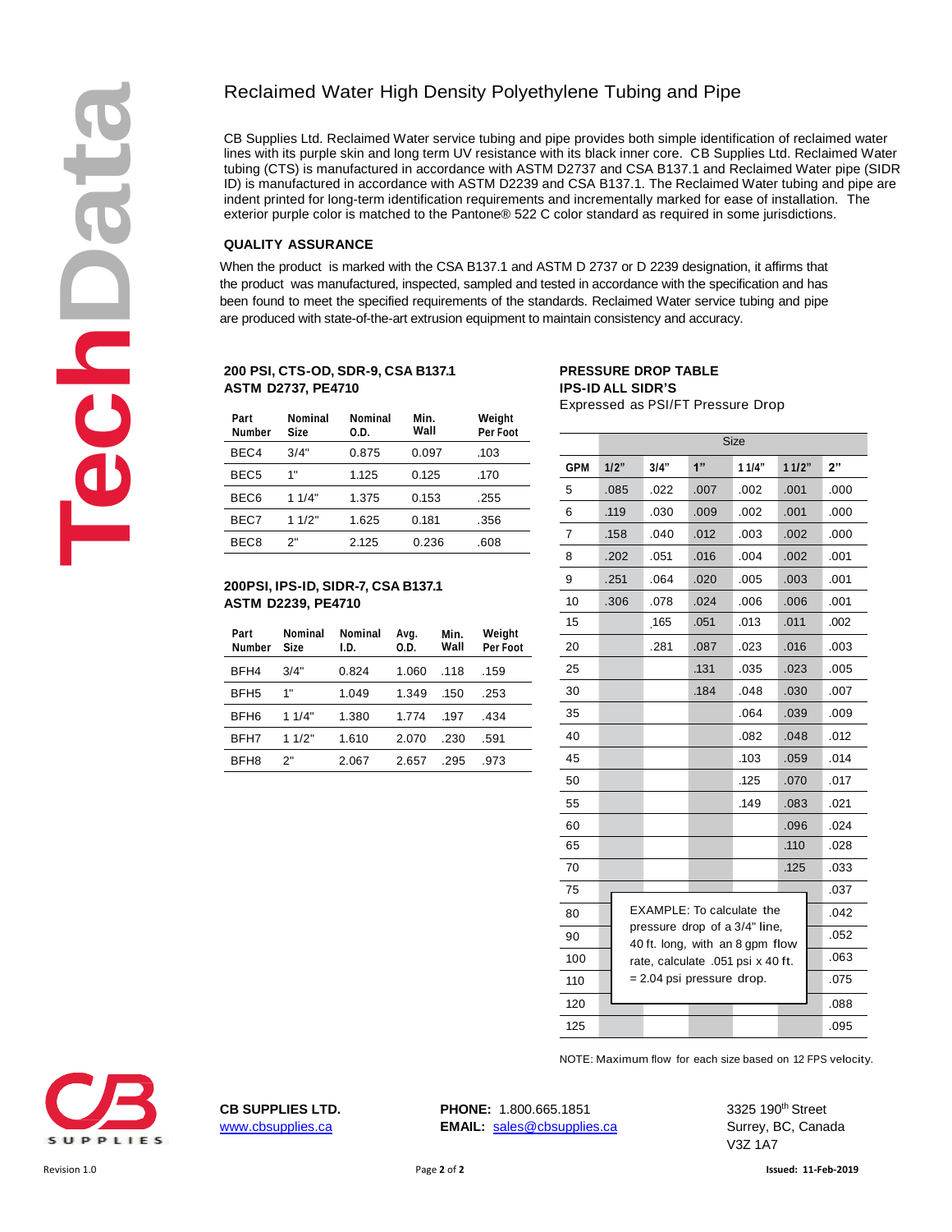# Reclaimed Water High Density Polyethylene Tubing and Pipe

CB Supplies Ltd. Reclaimed Water service tubing and pipe provides both simple identification of reclaimed water lines with its purple skin and long term UV resistance with its black inner core. CB Supplies Ltd. Reclaimed Water tubing (CTS) is manufactured in accordance with ASTM D2737 and CSA B137.1 and Reclaimed Water pipe (SIDR ID) is manufactured in accordance with ASTM D2239 and CSA B137.1. The Reclaimed Water tubing and pipe are indent printed for long-term identification requirements and incrementally marked for ease of installation. The exterior purple color is matched to the Pantone® 522 C color standard as required in some jurisdictions.

## QUALITY ASSURANCE

When the product is marked with the CSA B137.1 and ASTM D 2737 or D 2239 designation, it affirms that the product was manufactured, inspected, sampled and tested in accordance with the specification and has been found to meet the specified requirements of the standards. Reclaimed Water service tubing and pipe are produced with state-of-the-art extrusion equipment to maintain consistency and accuracy.

### 200 PSI, CTS-OD, SDR-9, CSA B137.1 ASTM D2737, PE4710

| Part Number | Nominal Size | Nominal O.D. | Min. Wall | Weight Per Foot |
|---|---|---|---|---|
| BEC4 | 3/4" | 0.875 | 0.097 | .103 |
| BEC5 | 1" | 1.125 | 0.125 | .170 |
| BEC6 | 1 1/4" | 1.375 | 0.153 | .255 |
| BEC7 | 1 1/2" | 1.625 | 0.181 | .356 |
| BEC8 | 2" | 2.125 | 0.236 | .608 |

### 200PSI, IPS-ID, SIDR-7, CSA B137.1 ASTM D2239, PE4710

| Part Number | Nominal Size | Nominal I.D. | Avg. O.D. | Min. Wall | Weight Per Foot |
|---|---|---|---|---|---|
| BFH4 | 3/4" | 0.824 | 1.060 | .118 | .159 |
| BFH5 | 1" | 1.049 | 1.349 | .150 | .253 |
| BFH6 | 1 1/4" | 1.380 | 1.774 | .197 | .434 |
| BFH7 | 1 1/2" | 1.610 | 2.070 | .230 | .591 |
| BFH8 | 2" | 2.067 | 2.657 | .295 | .973 |

### PRESSURE DROP TABLE IPS-ID ALL SIDR'S

Expressed as PSI/FT Pressure Drop

| | Size | | | | | |
|---|---|---|---|---|---|---|
| GPM | 1/2" | 3/4" | 1" | 1 1/4" | 1 1/2" | 2" |
| 5 | .085 | .022 | .007 | .002 | .001 | .000 |
| 6 | .119 | .030 | .009 | .002 | .001 | .000 |
| 7 | .158 | .040 | .012 | .003 | .002 | .000 |
| 8 | .202 | .051 | .016 | .004 | .002 | .001 |
| 9 | .251 | .064 | .020 | .005 | .003 | .001 |
| 10 | .306 | .078 | .024 | .006 | .006 | .001 |
| 15 | | .165 | .051 | .013 | .011 | .002 |
| 20 | | .281 | .087 | .023 | .016 | .003 |
| 25 | | | .131 | .035 | .023 | .005 |
| 30 | | | .184 | .048 | .030 | .007 |
| 35 | | | | .064 | .039 | .009 |
| 40 | | | | .082 | .048 | .012 |
| 45 | | | | .103 | .059 | .014 |
| 50 | | | | .125 | .070 | .017 |
| 55 | | | | .149 | .083 | .021 |
| 60 | | | | | .096 | .024 |
| 65 | | | | | .110 | .028 |
| 70 | | | | | .125 | .033 |
| 75 | | | | | | .037 |
| 80 | | | | | | .042 |
| 90 | | | | | | .052 |
| 100 | | | | | | .063 |
| 110 | | | | | | .075 |
| 120 | | | | | | .088 |
| 125 | | | | | | .095 |

EXAMPLE: To calculate the pressure drop of a 3/4" line, 40 ft. long, with an 8 gpm flow rate, calculate .051 psi x 40 ft. = 2.04 psi pressure drop.

NOTE: Maximum flow for each size based on 12 FPS velocity.

**CB SUPPLIES LTD.**
www.cbsupplies.ca

**PHONE:** 1.800.665.1851
**EMAIL:** sales@cbsupplies.ca

3325 190th Street
Surrey, BC, Canada
V3Z 1A7

Revision 1.0

**Issued: 11-Feb-2019**